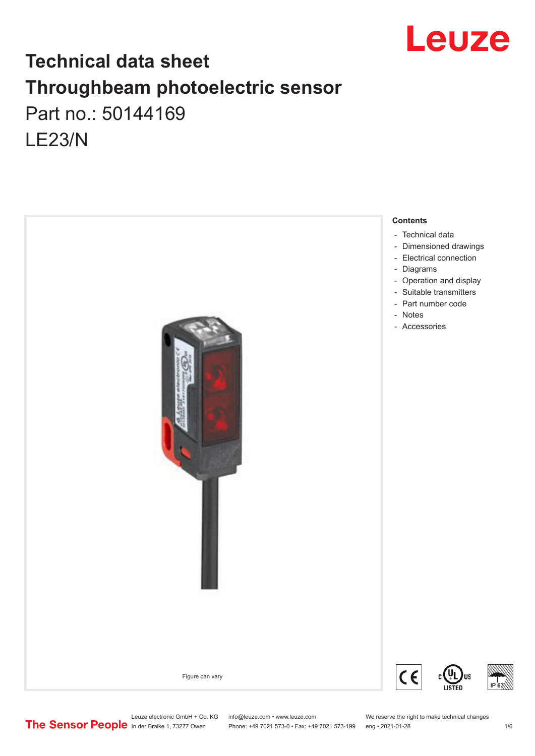# Technical data sheet
# Throughbeam photoelectric sensor

Part no.: 50144169

LE23/N

Figure can vary

**Contents**

- Technical data
- Dimensioned drawings
- Electrical connection
- Diagrams
- Operation and display
- Suitable transmitters
- Part number code
- Notes
- Accessories

Leuze electronic GmbH + Co. KG
In der Braike 1, 73277 Owen

info@leuze.com • www.leuze.com
Phone: +49 7021 573-0 • Fax: +49 7021 573-199

We reserve the right to make technical changes
eng • 2021-01-28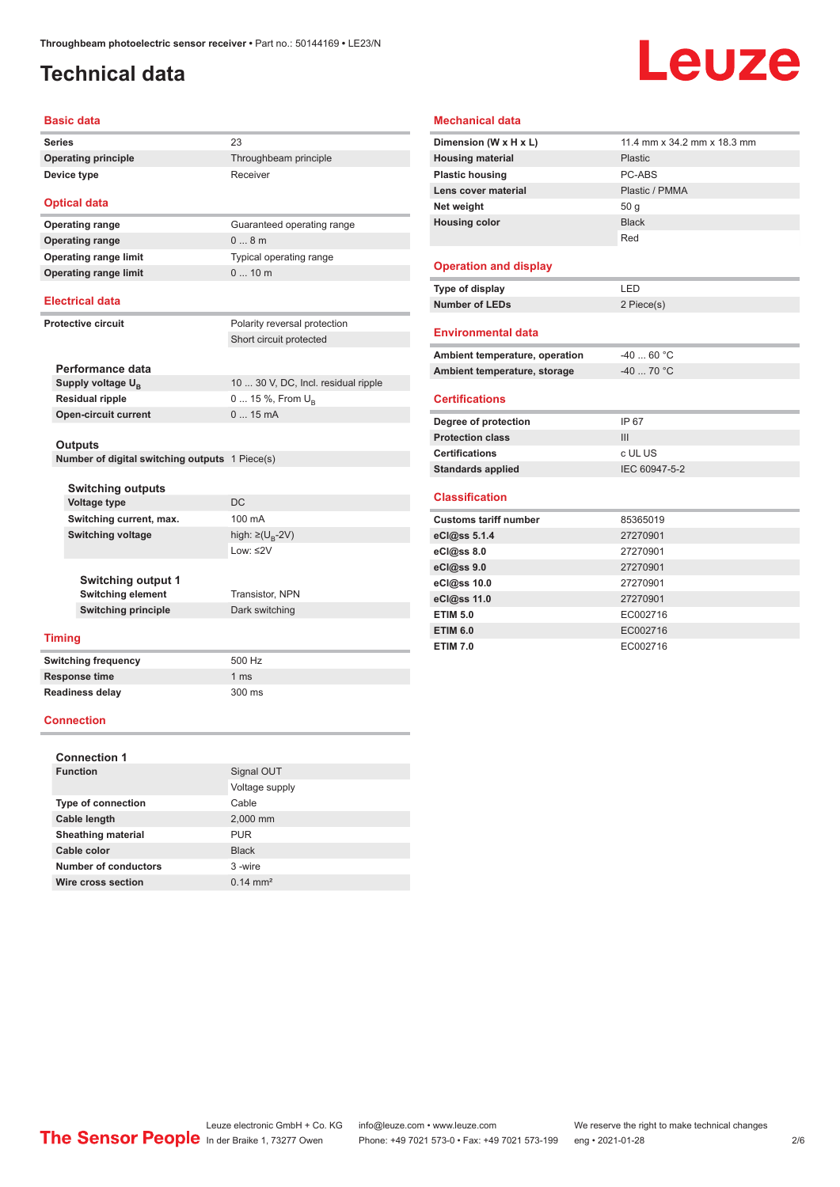# Technical data

## Basic data

| | |
|---|---|
| **Series** | 23 |
| **Operating principle** | Throughbeam principle |
| **Device type** | Receiver |

## Optical data

| | |
|---|---|
| **Operating range** | Guaranteed operating range |
| **Operating range** | 0 ... 8 m |
| **Operating range limit** | Typical operating range |
| **Operating range limit** | 0 ... 10 m |

## Electrical data

| | |
|---|---|
| **Protective circuit** | Polarity reversal protection |
| | Short circuit protected |

### Performance data

| | |
|---|---|
| **Supply voltage $U_B$** | 10 ... 30 V, DC, Incl. residual ripple |
| **Residual ripple** | 0 ... 15 %, From $U_B$ |
| **Open-circuit current** | 0 ... 15 mA |

### Outputs

| | |
|---|---|
| **Number of digital switching outputs** | 1 Piece(s) |

#### Switching outputs

| | |
|---|---|
| **Voltage type** | DC |
| **Switching current, max.** | 100 mA |
| **Switching voltage** | high: ≥($U_B$-2V) |
| | Low: ≤2V |

##### Switching output 1

| | |
|---|---|
| **Switching element** | Transistor, NPN |
| **Switching principle** | Dark switching |

## Timing

| | |
|---|---|
| **Switching frequency** | 500 Hz |
| **Response time** | 1 ms |
| **Readiness delay** | 300 ms |

## Connection

### Connection 1

| | |
|---|---|
| **Function** | Signal OUT |
| | Voltage supply |
| **Type of connection** | Cable |
| **Cable length** | 2,000 mm |
| **Sheathing material** | PUR |
| **Cable color** | Black |
| **Number of conductors** | 3 -wire |
| **Wire cross section** | 0.14 mm² |

## Mechanical data

| | |
|---|---|
| **Dimension (W x H x L)** | 11.4 mm x 34.2 mm x 18.3 mm |
| **Housing material** | Plastic |
| **Plastic housing** | PC-ABS |
| **Lens cover material** | Plastic / PMMA |
| **Net weight** | 50 g |
| **Housing color** | Black |
| | Red |

## Operation and display

| | |
|---|---|
| **Type of display** | LED |
| **Number of LEDs** | 2 Piece(s) |

## Environmental data

| | |
|---|---|
| **Ambient temperature, operation** | -40 ... 60 °C |
| **Ambient temperature, storage** | -40 ... 70 °C |

## Certifications

| | |
|---|---|
| **Degree of protection** | IP 67 |
| **Protection class** | III |
| **Certifications** | c UL US |
| **Standards applied** | IEC 60947-5-2 |

## Classification

| | |
|---|---|
| **Customs tariff number** | 85365019 |
| **eCl@ss 5.1.4** | 27270901 |
| **eCl@ss 8.0** | 27270901 |
| **eCl@ss 9.0** | 27270901 |
| **eCl@ss 10.0** | 27270901 |
| **eCl@ss 11.0** | 27270901 |
| **ETIM 5.0** | EC002716 |
| **ETIM 6.0** | EC002716 |
| **ETIM 7.0** | EC002716 |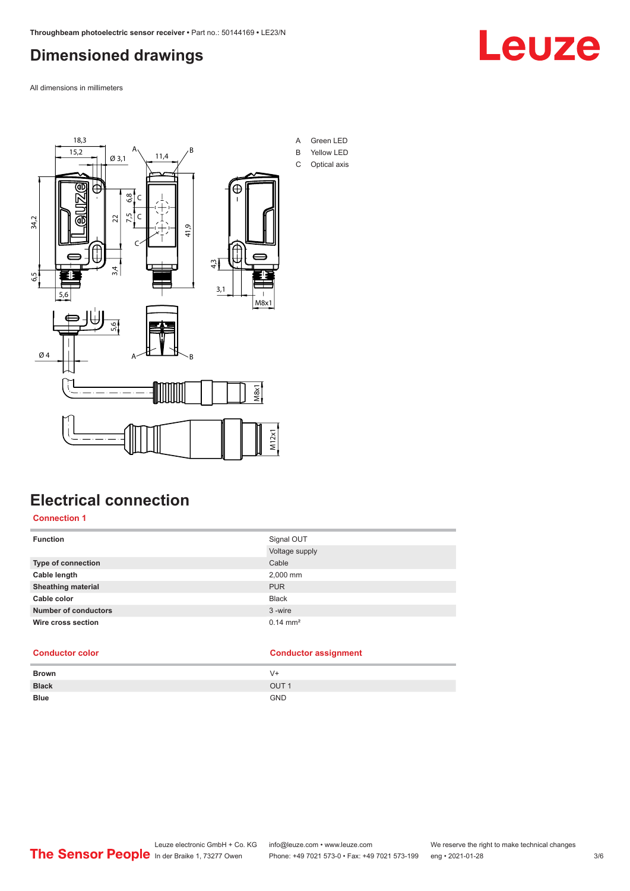## Dimensioned drawings

All dimensions in millimeters

A Green LED
B Yellow LED
C Optical axis

## Electrical connection

### Connection 1

| Function | Signal OUT |
|---|---|
| | Voltage supply |
| **Type of connection** | Cable |
| **Cable length** | 2,000 mm |
| **Sheathing material** | PUR |
| **Cable color** | Black |
| **Number of conductors** | 3 -wire |
| **Wire cross section** | 0.14 mm² |

| Conductor color | Conductor assignment |
|---|---|
| **Brown** | V+ |
| **Black** | OUT 1 |
| **Blue** | GND |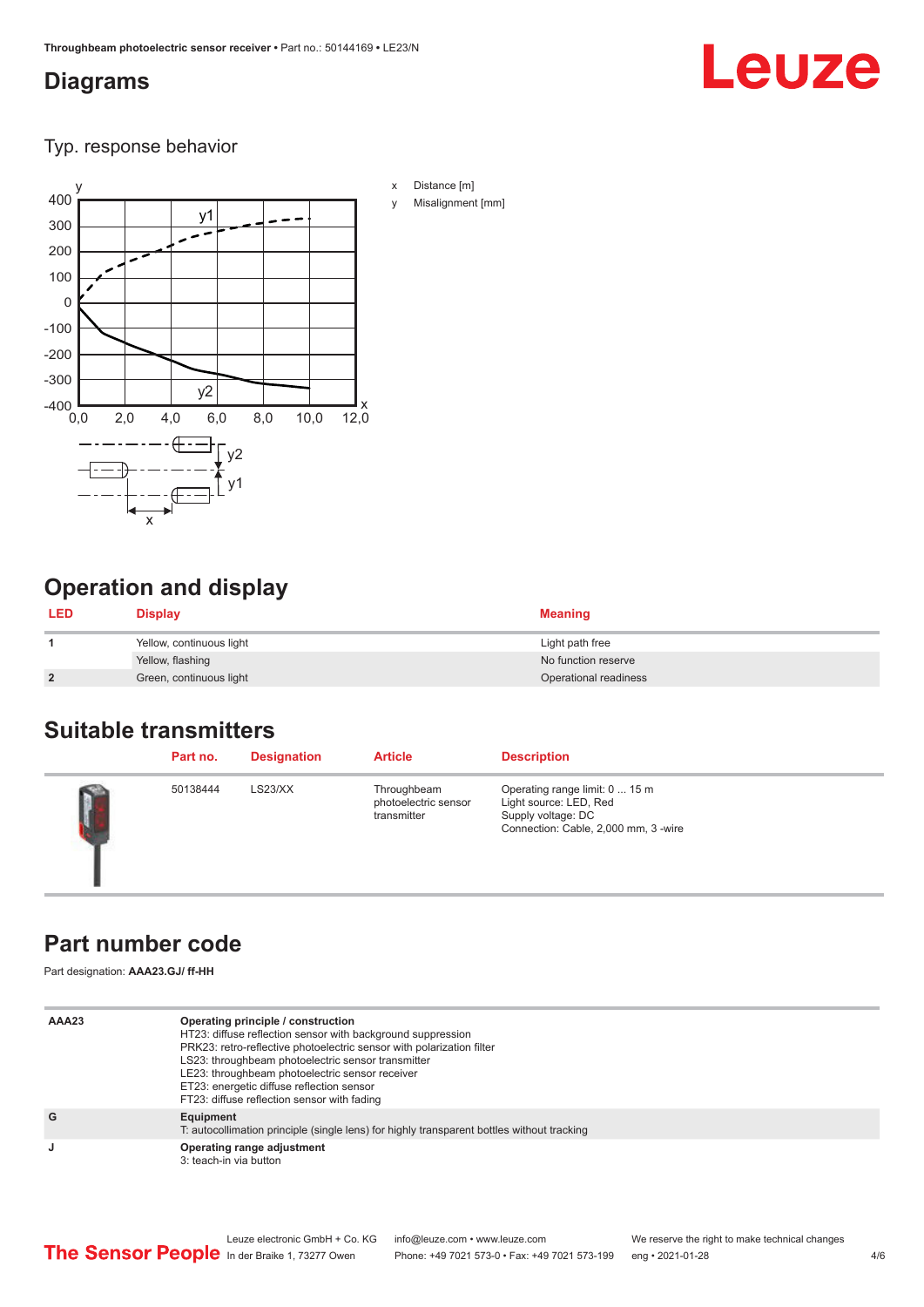# Diagrams

Typ. response behavior

x Distance [m]

y Misalignment [mm]

# Operation and display

| LED | Display | Meaning |
|---|---|---|
| 1 | Yellow, continuous light | Light path free |
| | Yellow, flashing | No function reserve |
| 2 | Green, continuous light | Operational readiness |

# Suitable transmitters

| | Part no. | Designation | Article | Description |
|---|---|---|---|---|
| | 50138444 | LS23/XX | Throughbeam photoelectric sensor transmitter | Operating range limit: 0 ... 15 m<br>Light source: LED, Red<br>Supply voltage: DC<br>Connection: Cable, 2,000 mm, 3 -wire |

# Part number code

Part designation: **AAA23.GJ/ ff-HH**

| | |
|---|---|
| **AAA23** | **Operating principle / construction**<br>HT23: diffuse reflection sensor with background suppression<br>PRK23: retro-reflective photoelectric sensor with polarization filter<br>LS23: throughbeam photoelectric sensor transmitter<br>LE23: throughbeam photoelectric sensor receiver<br>ET23: energetic diffuse reflection sensor<br>FT23: diffuse reflection sensor with fading |
| **G** | **Equipment**<br>T: autocollimation principle (single lens) for highly transparent bottles without tracking |
| **J** | **Operating range adjustment**<br>3: teach-in via button |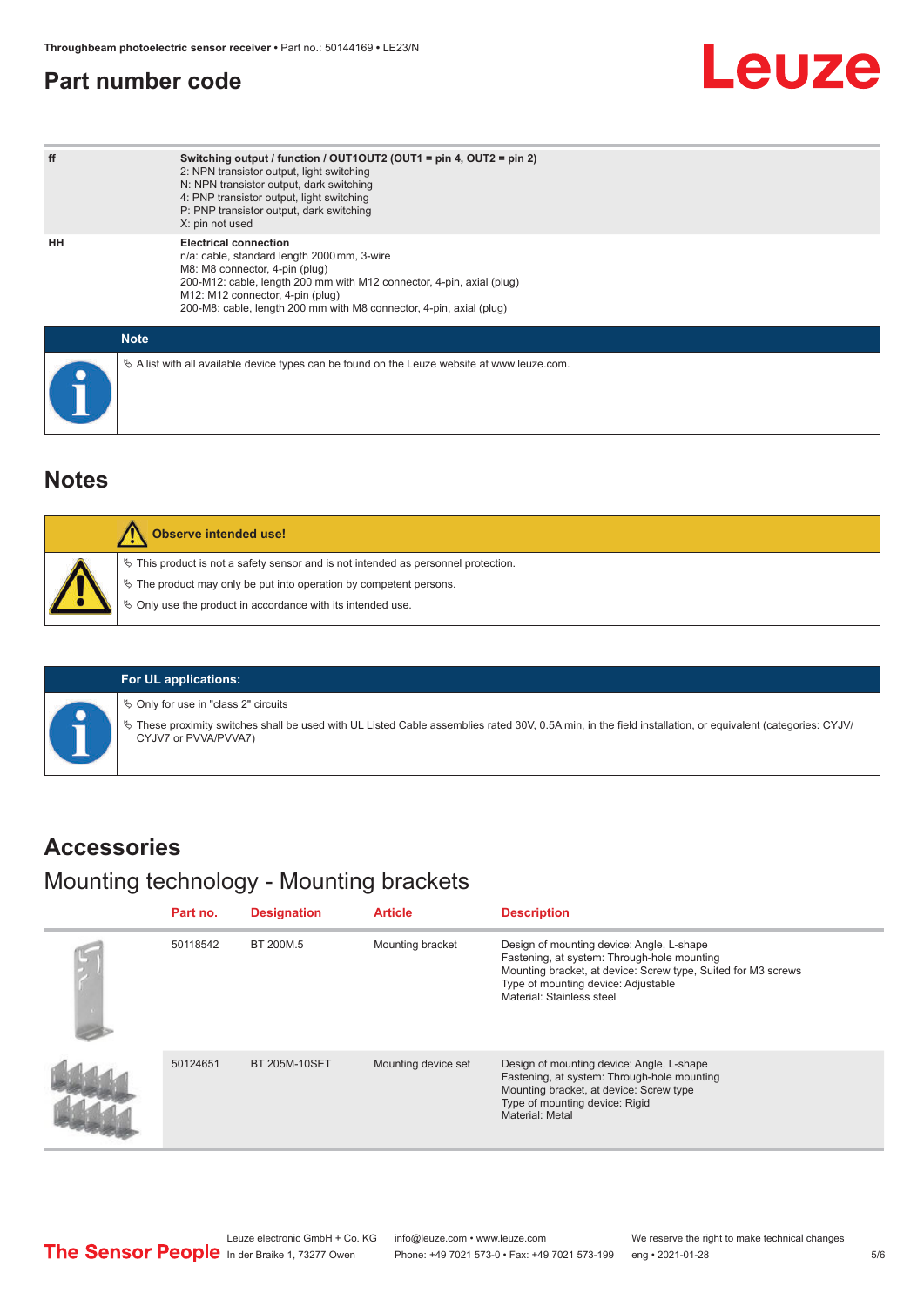## Part number code

| | |
|---|---|
| ff | **Switching output / function / OUT1OUT2 (OUT1 = pin 4, OUT2 = pin 2)**<br>2: NPN transistor output, light switching<br>N: NPN transistor output, dark switching<br>4: PNP transistor output, light switching<br>P: PNP transistor output, dark switching<br>X: pin not used |
| HH | **Electrical connection**<br>n/a: cable, standard length 2000 mm, 3-wire<br>M8: M8 connector, 4-pin (plug)<br>200-M12: cable, length 200 mm with M12 connector, 4-pin, axial (plug)<br>M12: M12 connector, 4-pin (plug)<br>200-M8: cable, length 200 mm with M8 connector, 4-pin, axial (plug) |

**Note**

- A list with all available device types can be found on the Leuze website at www.leuze.com.

## Notes

**Observe intended use!**

- This product is not a safety sensor and is not intended as personnel protection.
- The product may only be put into operation by competent persons.
- Only use the product in accordance with its intended use.

**For UL applications:**

- Only for use in "class 2" circuits
- These proximity switches shall be used with UL Listed Cable assemblies rated 30V, 0.5A min, in the field installation, or equivalent (categories: CYJV/CYJV7 or PVVA/PVVA7)

## Accessories

### Mounting technology - Mounting brackets

| Part no. | Designation | Article | Description |
|---|---|---|---|
| 50118542 | BT 200M.5 | Mounting bracket | Design of mounting device: Angle, L-shape<br>Fastening, at system: Through-hole mounting<br>Mounting bracket, at device: Screw type, Suited for M3 screws<br>Type of mounting device: Adjustable<br>Material: Stainless steel |
| 50124651 | BT 205M-10SET | Mounting device set | Design of mounting device: Angle, L-shape<br>Fastening, at system: Through-hole mounting<br>Mounting bracket, at device: Screw type<br>Type of mounting device: Rigid<br>Material: Metal |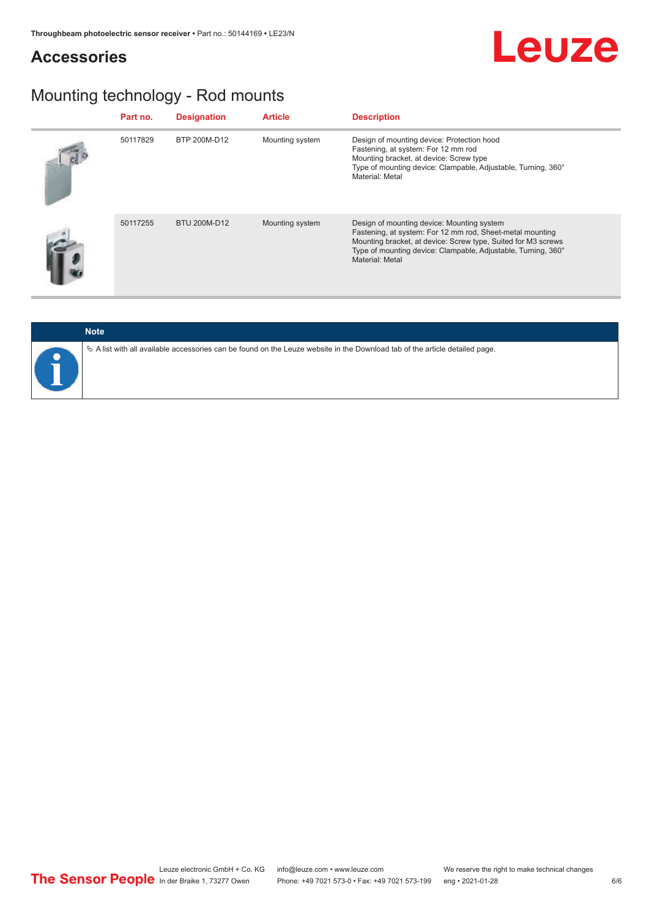## Accessories

# Mounting technology - Rod mounts

| | Part no. | Designation | Article | Description |
|---|---|---|---|---|
| | 50117829 | BTP 200M-D12 | Mounting system | Design of mounting device: Protection hood<br>Fastening, at system: For 12 mm rod<br>Mounting bracket, at device: Screw type<br>Type of mounting device: Clampable, Adjustable, Turning, 360°<br>Material: Metal |
| | 50117255 | BTU 200M-D12 | Mounting system | Design of mounting device: Mounting system<br>Fastening, at system: For 12 mm rod, Sheet-metal mounting<br>Mounting bracket, at device: Screw type, Suited for M3 screws<br>Type of mounting device: Clampable, Adjustable, Turning, 360°<br>Material: Metal |

**Note**

🔖 A list with all available accessories can be found on the Leuze website in the Download tab of the article detailed page.

The Sensor People

Leuze electronic GmbH + Co. KG
In der Braike 1, 73277 Owen

info@leuze.com • www.leuze.com
Phone: +49 7021 573-0 • Fax: +49 7021 573-199

We reserve the right to make technical changes
eng • 2021-01-28